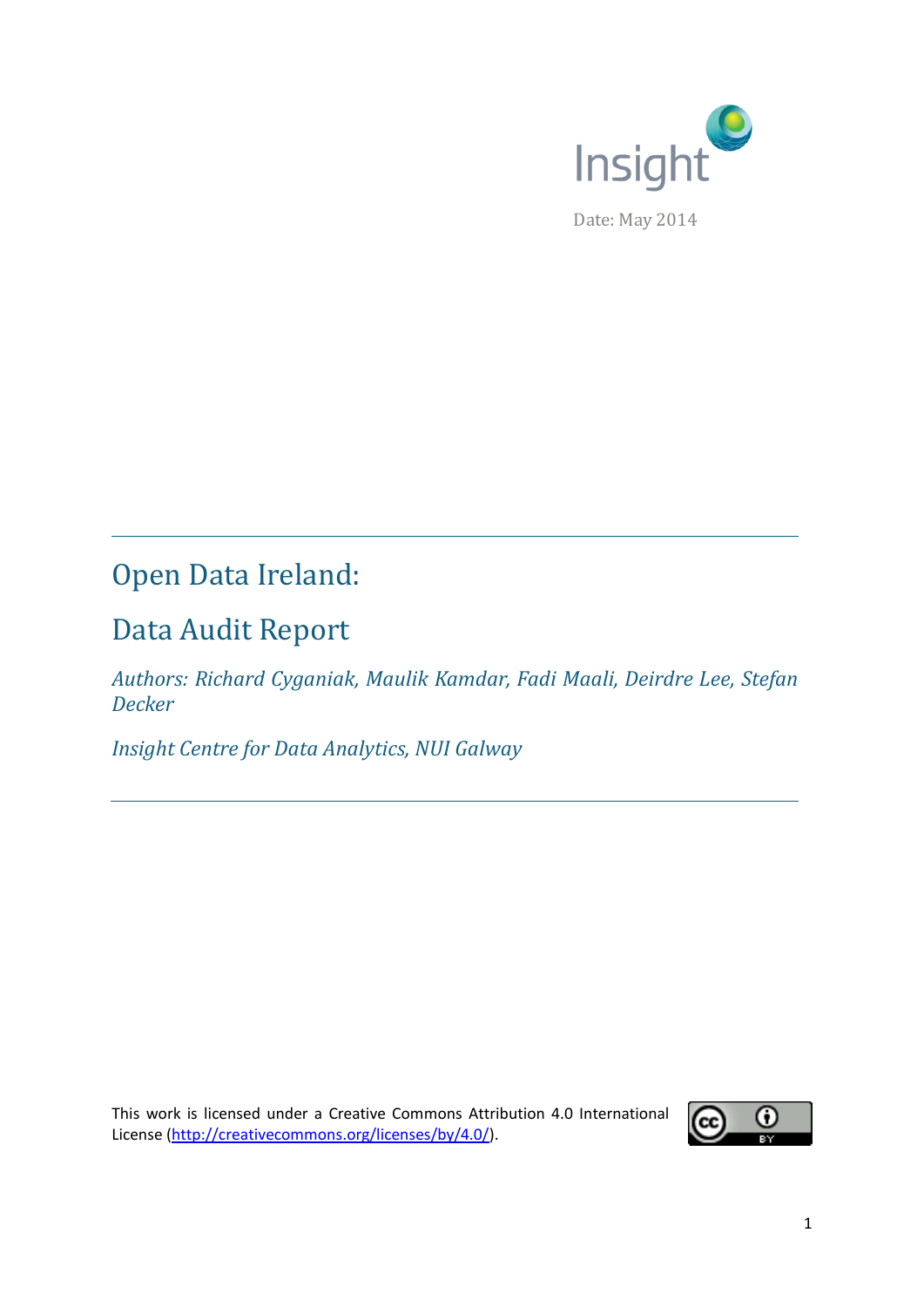Insight

Date: May 2014

# Open Data Ireland:

# Data Audit Report

*Authors: Richard Cyganiak, Maulik Kamdar, Fadi Maali, Deirdre Lee, Stefan Decker*

*Insight Centre for Data Analytics, NUI Galway*

This work is licensed under a Creative Commons Attribution 4.0 International License (http://creativecommons.org/licenses/by/4.0/).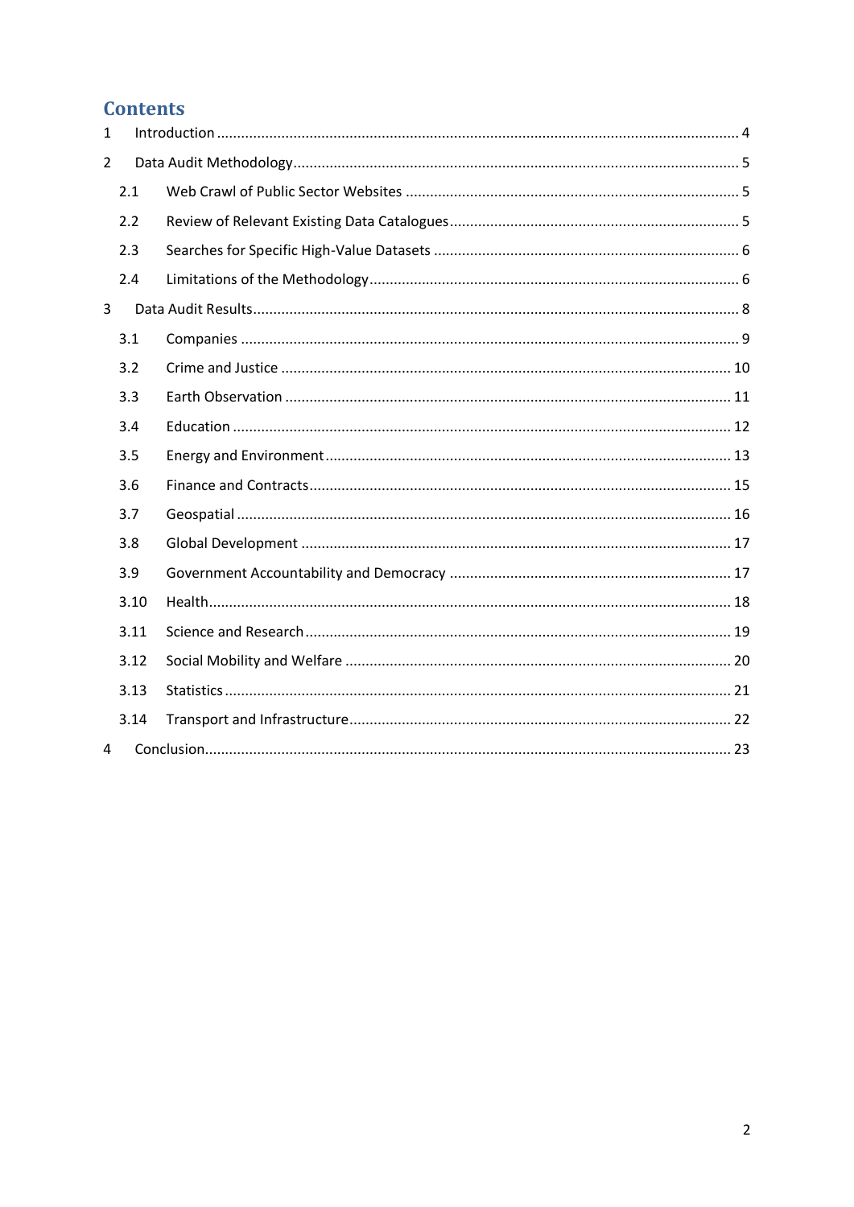# Contents

1 Introduction ........ 4

2 Data Audit Methodology ........ 5

- 2.1 Web Crawl of Public Sector Websites ........ 5
- 2.2 Review of Relevant Existing Data Catalogues ........ 5
- 2.3 Searches for Specific High-Value Datasets ........ 6
- 2.4 Limitations of the Methodology ........ 6

3 Data Audit Results ........ 8

- 3.1 Companies ........ 9
- 3.2 Crime and Justice ........ 10
- 3.3 Earth Observation ........ 11
- 3.4 Education ........ 12
- 3.5 Energy and Environment ........ 13
- 3.6 Finance and Contracts ........ 15
- 3.7 Geospatial ........ 16
- 3.8 Global Development ........ 17
- 3.9 Government Accountability and Democracy ........ 17
- 3.10 Health ........ 18
- 3.11 Science and Research ........ 19
- 3.12 Social Mobility and Welfare ........ 20
- 3.13 Statistics ........ 21
- 3.14 Transport and Infrastructure ........ 22

4 Conclusion ........ 23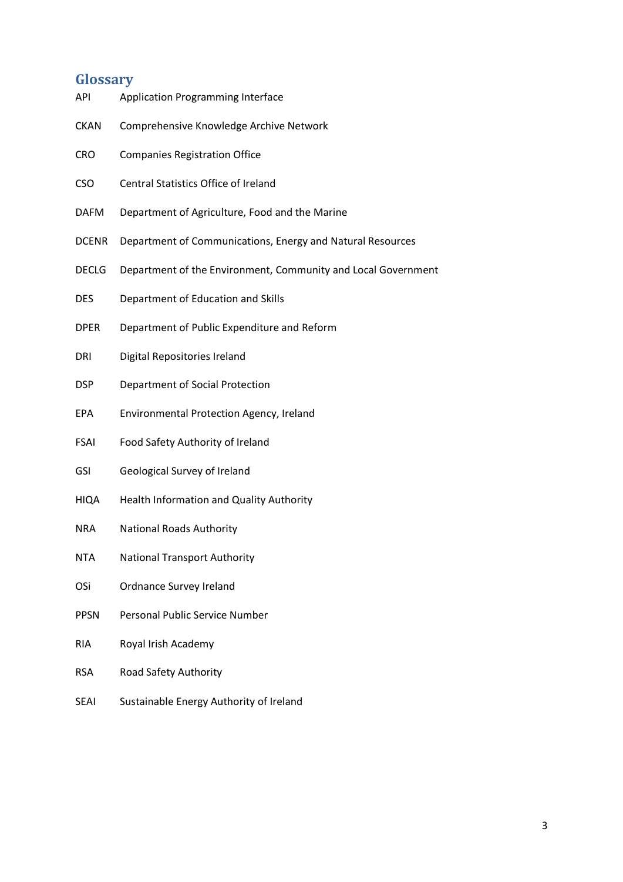## Glossary

| | |
|---|---|
| API | Application Programming Interface |
| CKAN | Comprehensive Knowledge Archive Network |
| CRO | Companies Registration Office |
| CSO | Central Statistics Office of Ireland |
| DAFM | Department of Agriculture, Food and the Marine |
| DCENR | Department of Communications, Energy and Natural Resources |
| DECLG | Department of the Environment, Community and Local Government |
| DES | Department of Education and Skills |
| DPER | Department of Public Expenditure and Reform |
| DRI | Digital Repositories Ireland |
| DSP | Department of Social Protection |
| EPA | Environmental Protection Agency, Ireland |
| FSAI | Food Safety Authority of Ireland |
| GSI | Geological Survey of Ireland |
| HIQA | Health Information and Quality Authority |
| NRA | National Roads Authority |
| NTA | National Transport Authority |
| OSi | Ordnance Survey Ireland |
| PPSN | Personal Public Service Number |
| RIA | Royal Irish Academy |
| RSA | Road Safety Authority |
| SEAI | Sustainable Energy Authority of Ireland |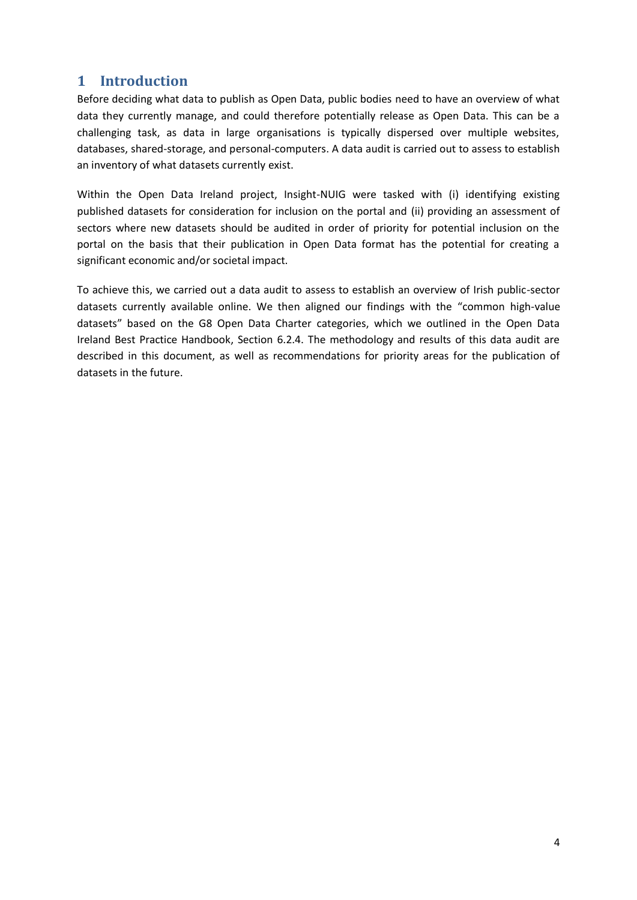# 1 Introduction

Before deciding what data to publish as Open Data, public bodies need to have an overview of what data they currently manage, and could therefore potentially release as Open Data. This can be a challenging task, as data in large organisations is typically dispersed over multiple websites, databases, shared-storage, and personal-computers. A data audit is carried out to assess to establish an inventory of what datasets currently exist.

Within the Open Data Ireland project, Insight-NUIG were tasked with (i) identifying existing published datasets for consideration for inclusion on the portal and (ii) providing an assessment of sectors where new datasets should be audited in order of priority for potential inclusion on the portal on the basis that their publication in Open Data format has the potential for creating a significant economic and/or societal impact.

To achieve this, we carried out a data audit to assess to establish an overview of Irish public-sector datasets currently available online. We then aligned our findings with the "common high-value datasets" based on the G8 Open Data Charter categories, which we outlined in the Open Data Ireland Best Practice Handbook, Section 6.2.4. The methodology and results of this data audit are described in this document, as well as recommendations for priority areas for the publication of datasets in the future.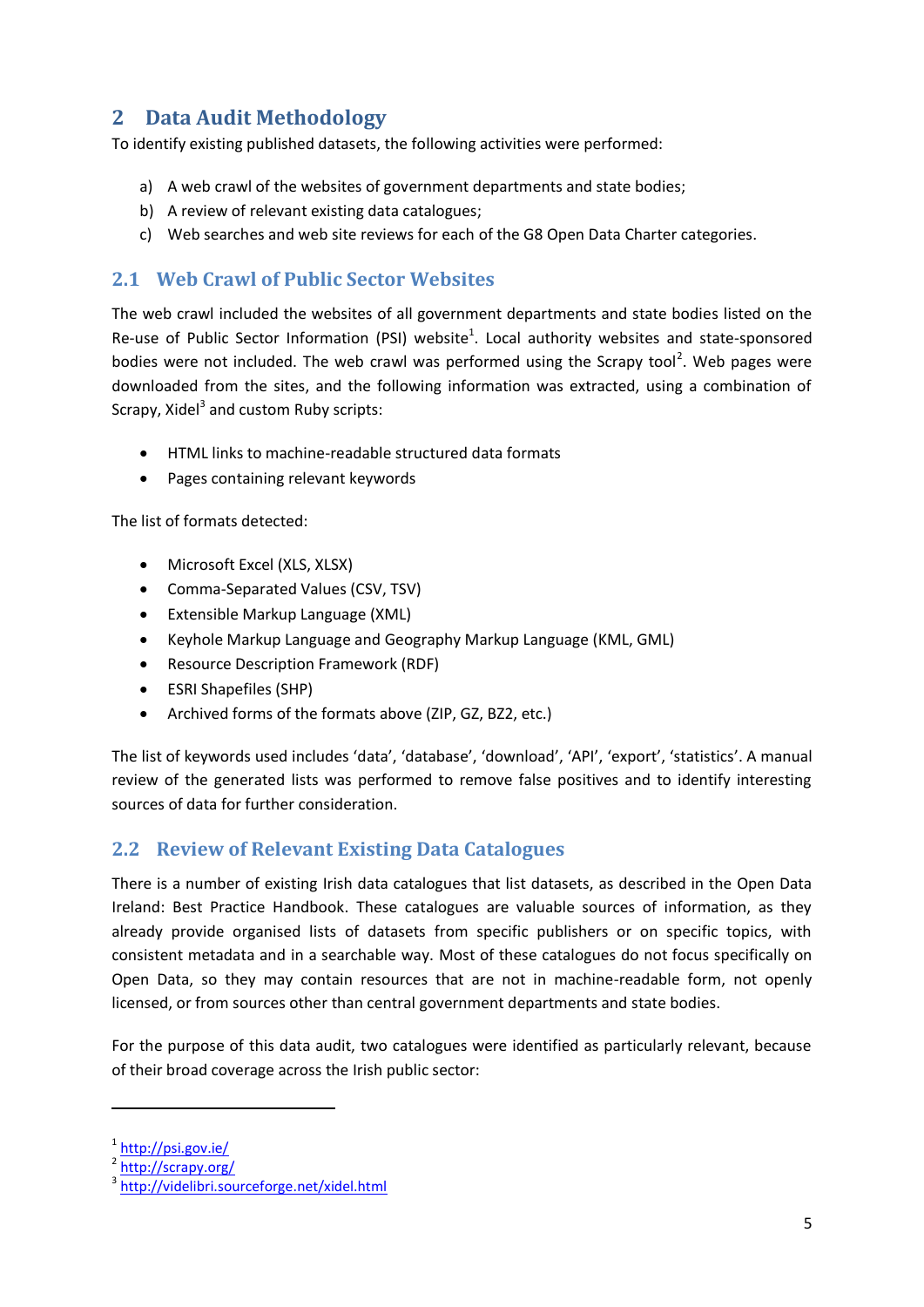# 2 Data Audit Methodology

To identify existing published datasets, the following activities were performed:

a) A web crawl of the websites of government departments and state bodies;
b) A review of relevant existing data catalogues;
c) Web searches and web site reviews for each of the G8 Open Data Charter categories.

## 2.1 Web Crawl of Public Sector Websites

The web crawl included the websites of all government departments and state bodies listed on the Re-use of Public Sector Information (PSI) website[1]. Local authority websites and state-sponsored bodies were not included. The web crawl was performed using the Scrapy tool[2]. Web pages were downloaded from the sites, and the following information was extracted, using a combination of Scrapy, Xidel[3] and custom Ruby scripts:

- HTML links to machine-readable structured data formats
- Pages containing relevant keywords

The list of formats detected:

- Microsoft Excel (XLS, XLSX)
- Comma-Separated Values (CSV, TSV)
- Extensible Markup Language (XML)
- Keyhole Markup Language and Geography Markup Language (KML, GML)
- Resource Description Framework (RDF)
- ESRI Shapefiles (SHP)
- Archived forms of the formats above (ZIP, GZ, BZ2, etc.)

The list of keywords used includes 'data', 'database', 'download', 'API', 'export', 'statistics'. A manual review of the generated lists was performed to remove false positives and to identify interesting sources of data for further consideration.

## 2.2 Review of Relevant Existing Data Catalogues

There is a number of existing Irish data catalogues that list datasets, as described in the Open Data Ireland: Best Practice Handbook. These catalogues are valuable sources of information, as they already provide organised lists of datasets from specific publishers or on specific topics, with consistent metadata and in a searchable way. Most of these catalogues do not focus specifically on Open Data, so they may contain resources that are not in machine-readable form, not openly licensed, or from sources other than central government departments and state bodies.

For the purpose of this data audit, two catalogues were identified as particularly relevant, because of their broad coverage across the Irish public sector:

---

[1] http://psi.gov.ie/
[2] http://scrapy.org/
[3] http://videlibri.sourceforge.net/xidel.html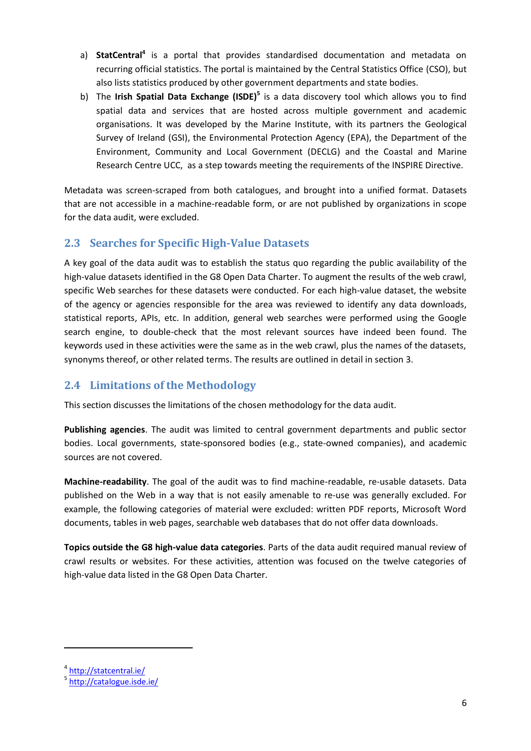a) **StatCentral**[4] is a portal that provides standardised documentation and metadata on recurring official statistics. The portal is maintained by the Central Statistics Office (CSO), but also lists statistics produced by other government departments and state bodies.

b) The **Irish Spatial Data Exchange (ISDE)**[5] is a data discovery tool which allows you to find spatial data and services that are hosted across multiple government and academic organisations. It was developed by the Marine Institute, with its partners the Geological Survey of Ireland (GSI), the Environmental Protection Agency (EPA), the Department of the Environment, Community and Local Government (DECLG) and the Coastal and Marine Research Centre UCC, as a step towards meeting the requirements of the INSPIRE Directive.

Metadata was screen-scraped from both catalogues, and brought into a unified format. Datasets that are not accessible in a machine-readable form, or are not published by organizations in scope for the data audit, were excluded.

## 2.3 Searches for Specific High-Value Datasets

A key goal of the data audit was to establish the status quo regarding the public availability of the high-value datasets identified in the G8 Open Data Charter. To augment the results of the web crawl, specific Web searches for these datasets were conducted. For each high-value dataset, the website of the agency or agencies responsible for the area was reviewed to identify any data downloads, statistical reports, APIs, etc. In addition, general web searches were performed using the Google search engine, to double-check that the most relevant sources have indeed been found. The keywords used in these activities were the same as in the web crawl, plus the names of the datasets, synonyms thereof, or other related terms. The results are outlined in detail in section 3.

## 2.4 Limitations of the Methodology

This section discusses the limitations of the chosen methodology for the data audit.

**Publishing agencies**. The audit was limited to central government departments and public sector bodies. Local governments, state-sponsored bodies (e.g., state-owned companies), and academic sources are not covered.

**Machine-readability**. The goal of the audit was to find machine-readable, re-usable datasets. Data published on the Web in a way that is not easily amenable to re-use was generally excluded. For example, the following categories of material were excluded: written PDF reports, Microsoft Word documents, tables in web pages, searchable web databases that do not offer data downloads.

**Topics outside the G8 high-value data categories**. Parts of the data audit required manual review of crawl results or websites. For these activities, attention was focused on the twelve categories of high-value data listed in the G8 Open Data Charter.

---

[4] http://statcentral.ie/

[5] http://catalogue.isde.ie/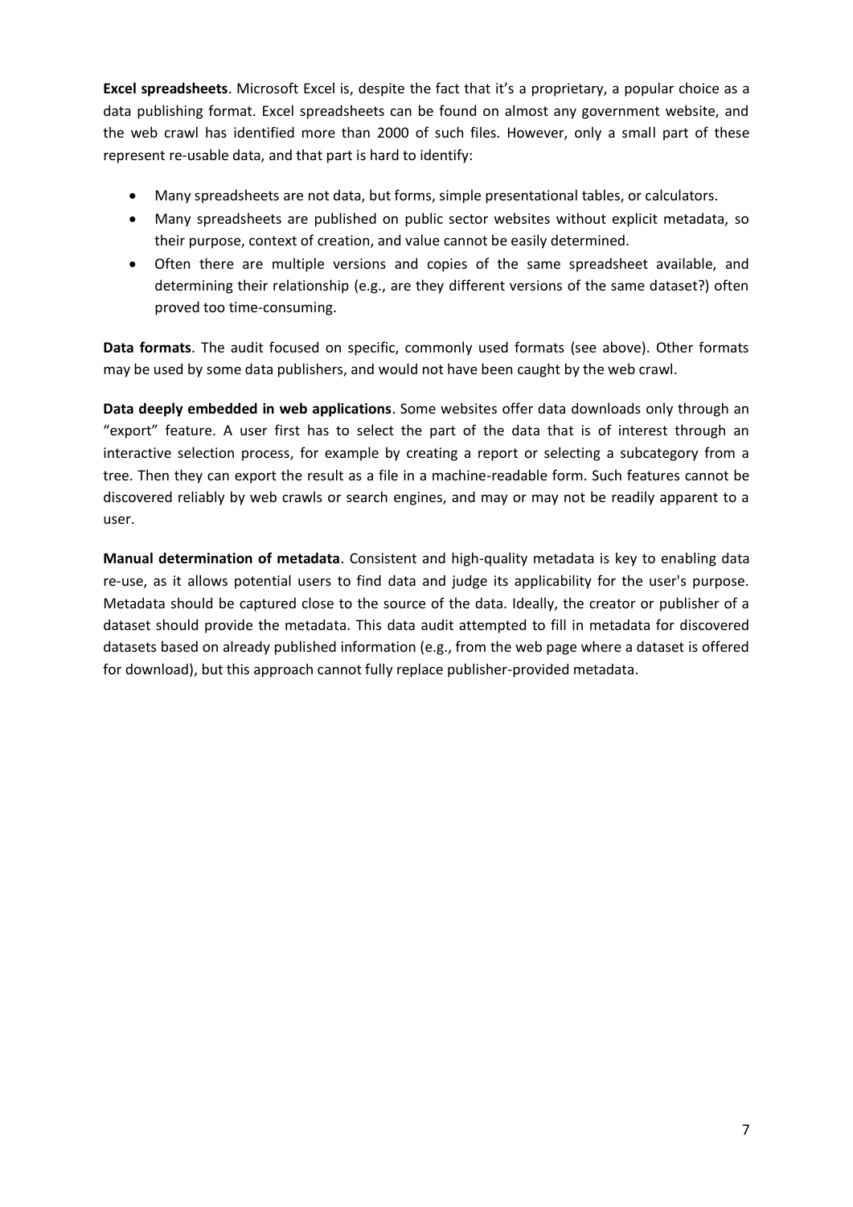**Excel spreadsheets**. Microsoft Excel is, despite the fact that it's a proprietary, a popular choice as a data publishing format. Excel spreadsheets can be found on almost any government website, and the web crawl has identified more than 2000 of such files. However, only a small part of these represent re-usable data, and that part is hard to identify:

- Many spreadsheets are not data, but forms, simple presentational tables, or calculators.
- Many spreadsheets are published on public sector websites without explicit metadata, so their purpose, context of creation, and value cannot be easily determined.
- Often there are multiple versions and copies of the same spreadsheet available, and determining their relationship (e.g., are they different versions of the same dataset?) often proved too time-consuming.

**Data formats**. The audit focused on specific, commonly used formats (see above). Other formats may be used by some data publishers, and would not have been caught by the web crawl.

**Data deeply embedded in web applications**. Some websites offer data downloads only through an "export" feature. A user first has to select the part of the data that is of interest through an interactive selection process, for example by creating a report or selecting a subcategory from a tree. Then they can export the result as a file in a machine-readable form. Such features cannot be discovered reliably by web crawls or search engines, and may or may not be readily apparent to a user.

**Manual determination of metadata**. Consistent and high-quality metadata is key to enabling data re-use, as it allows potential users to find data and judge its applicability for the user's purpose. Metadata should be captured close to the source of the data. Ideally, the creator or publisher of a dataset should provide the metadata. This data audit attempted to fill in metadata for discovered datasets based on already published information (e.g., from the web page where a dataset is offered for download), but this approach cannot fully replace publisher-provided metadata.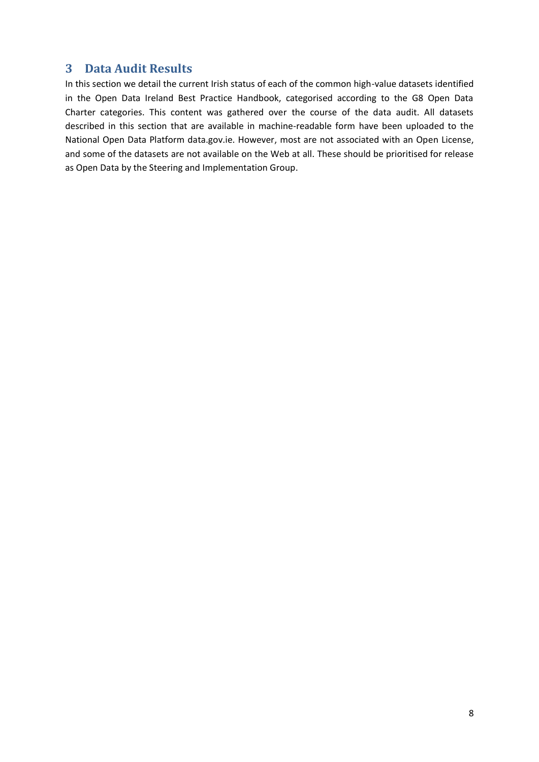# 3 Data Audit Results

In this section we detail the current Irish status of each of the common high-value datasets identified in the Open Data Ireland Best Practice Handbook, categorised according to the G8 Open Data Charter categories. This content was gathered over the course of the data audit. All datasets described in this section that are available in machine-readable form have been uploaded to the National Open Data Platform data.gov.ie. However, most are not associated with an Open License, and some of the datasets are not available on the Web at all. These should be prioritised for release as Open Data by the Steering and Implementation Group.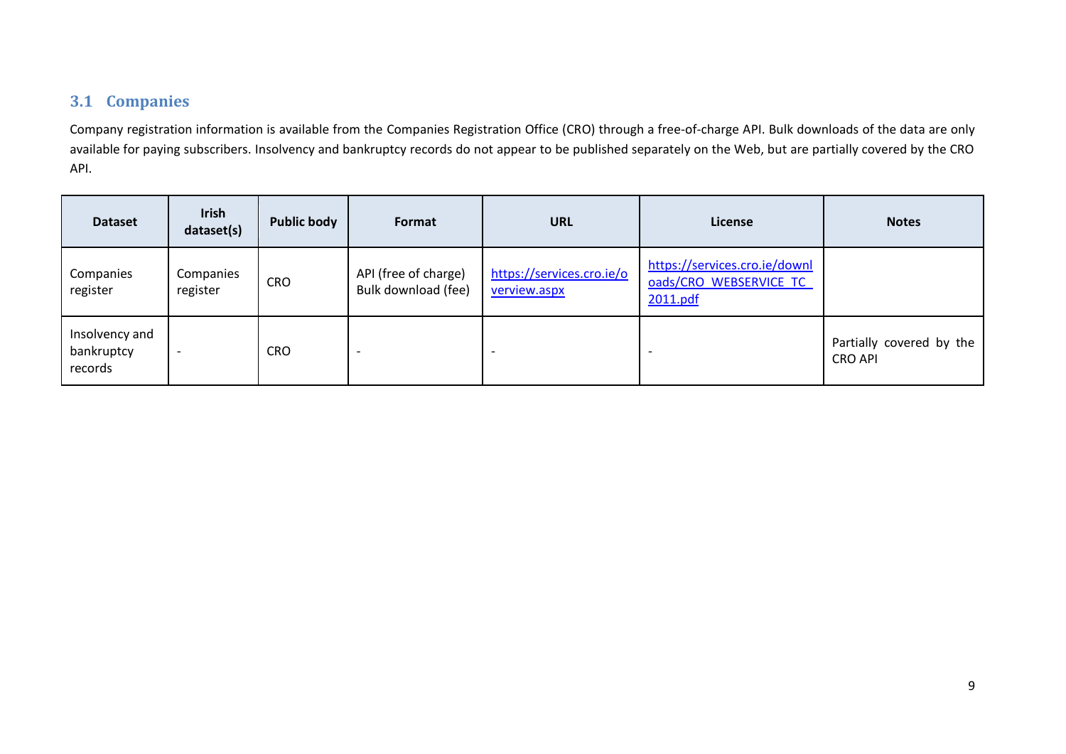## 3.1 Companies

Company registration information is available from the Companies Registration Office (CRO) through a free-of-charge API. Bulk downloads of the data are only available for paying subscribers. Insolvency and bankruptcy records do not appear to be published separately on the Web, but are partially covered by the CRO API.

| Dataset | Irish dataset(s) | Public body | Format | URL | License | Notes |
|---|---|---|---|---|---|---|
| Companies register | Companies register | CRO | API (free of charge) Bulk download (fee) | https://services.cro.ie/overview.aspx | https://services.cro.ie/downloads/CRO_WEBSERVICE_TC_2011.pdf | |
| Insolvency and bankruptcy records | - | CRO | - | - | - | Partially covered by the CRO API |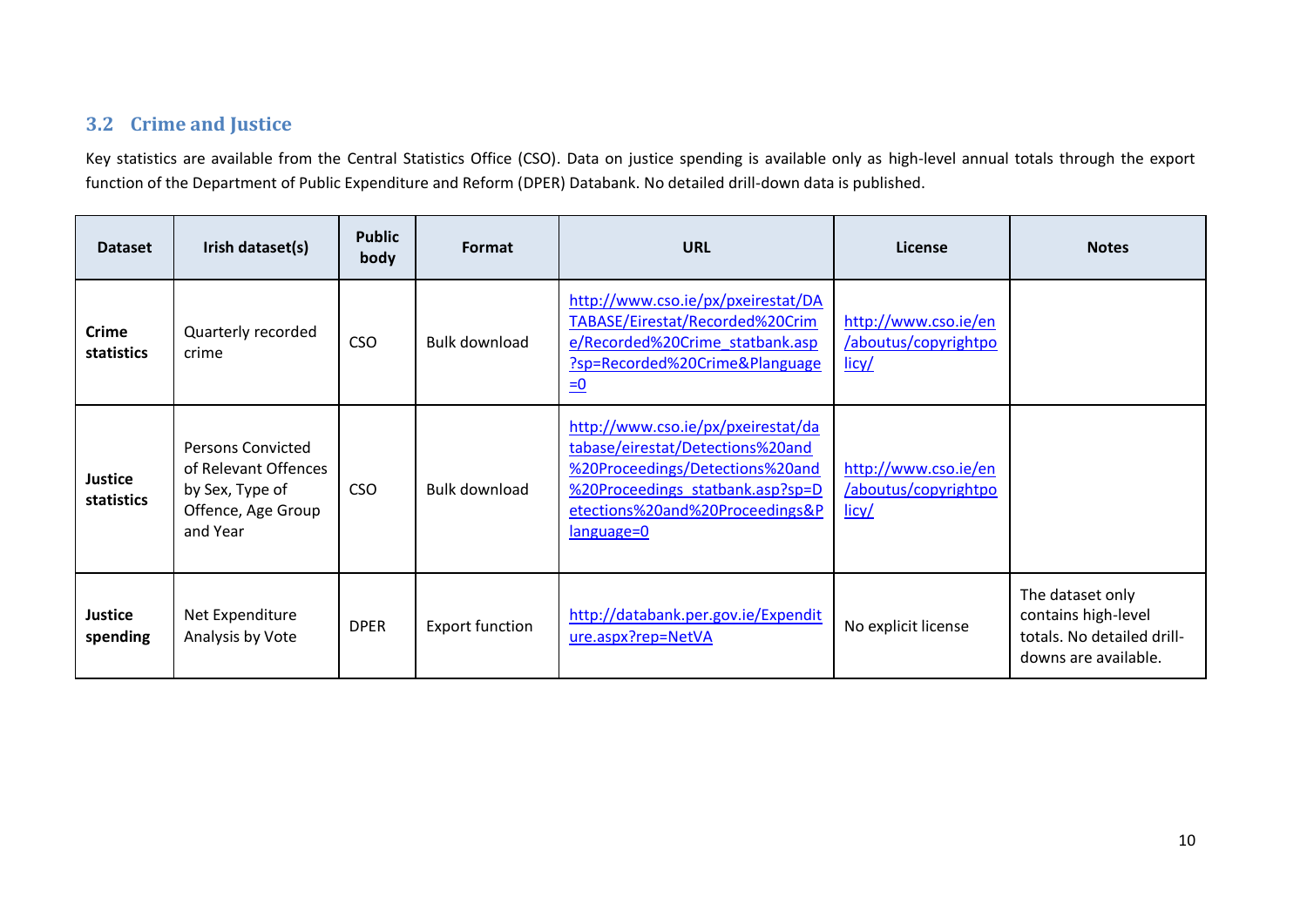### 3.2 Crime and Justice

Key statistics are available from the Central Statistics Office (CSO). Data on justice spending is available only as high-level annual totals through the export function of the Department of Public Expenditure and Reform (DPER) Databank. No detailed drill-down data is published.

| Dataset | Irish dataset(s) | Public body | Format | URL | License | Notes |
|---|---|---|---|---|---|---|
| **Crime statistics** | Quarterly recorded crime | CSO | Bulk download | http://www.cso.ie/px/pxeirestat/DATABASE/Eirestat/Recorded%20Crime/Recorded%20Crime_statbank.asp?sp=Recorded%20Crime&Planguage=0 | http://www.cso.ie/en/aboutus/copyrightpolicy/ | |
| **Justice statistics** | Persons Convicted of Relevant Offences by Sex, Type of Offence, Age Group and Year | CSO | Bulk download | http://www.cso.ie/px/pxeirestat/database/eirestat/Detections%20and%20Proceedings/Detections%20and%20Proceedings_statbank.asp?sp=Detections%20and%20Proceedings&Planguage=0 | http://www.cso.ie/en/aboutus/copyrightpolicy/ | |
| **Justice spending** | Net Expenditure Analysis by Vote | DPER | Export function | http://databank.per.gov.ie/Expenditure.aspx?rep=NetVA | No explicit license | The dataset only contains high-level totals. No detailed drill-downs are available. |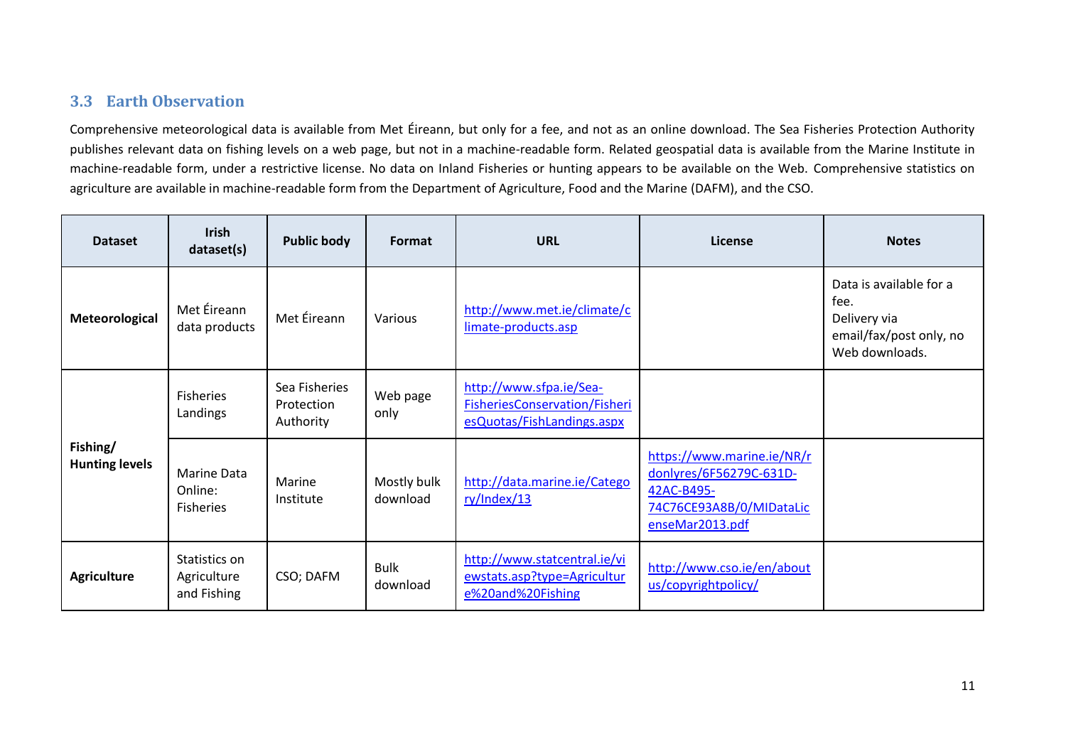### 3.3 Earth Observation

Comprehensive meteorological data is available from Met Éireann, but only for a fee, and not as an online download. The Sea Fisheries Protection Authority publishes relevant data on fishing levels on a web page, but not in a machine-readable form. Related geospatial data is available from the Marine Institute in machine-readable form, under a restrictive license. No data on Inland Fisheries or hunting appears to be available on the Web. Comprehensive statistics on agriculture are available in machine-readable form from the Department of Agriculture, Food and the Marine (DAFM), and the CSO.

| Dataset | Irish dataset(s) | Public body | Format | URL | License | Notes |
|---|---|---|---|---|---|---|
| **Meteorological** | Met Éireann data products | Met Éireann | Various | http://www.met.ie/climate/climate-products.asp | | Data is available for a fee. Delivery via email/fax/post only, no Web downloads. |
| **Fishing/ Hunting levels** | Fisheries Landings | Sea Fisheries Protection Authority | Web page only | http://www.sfpa.ie/Sea-FisheriesConservation/FisheriesQuotas/FishLandings.aspx | | |
| | Marine Data Online: Fisheries | Marine Institute | Mostly bulk download | http://data.marine.ie/Category/Index/13 | https://www.marine.ie/NR/rdonlyres/6F56279C-631D-42AC-B495-74C76CE93A8B/0/MIDataLicenseMar2013.pdf | |
| **Agriculture** | Statistics on Agriculture and Fishing | CSO; DAFM | Bulk download | http://www.statcentral.ie/viewstats.asp?type=Agriculture%20and%20Fishing | http://www.cso.ie/en/aboutus/copyrightpolicy/ | |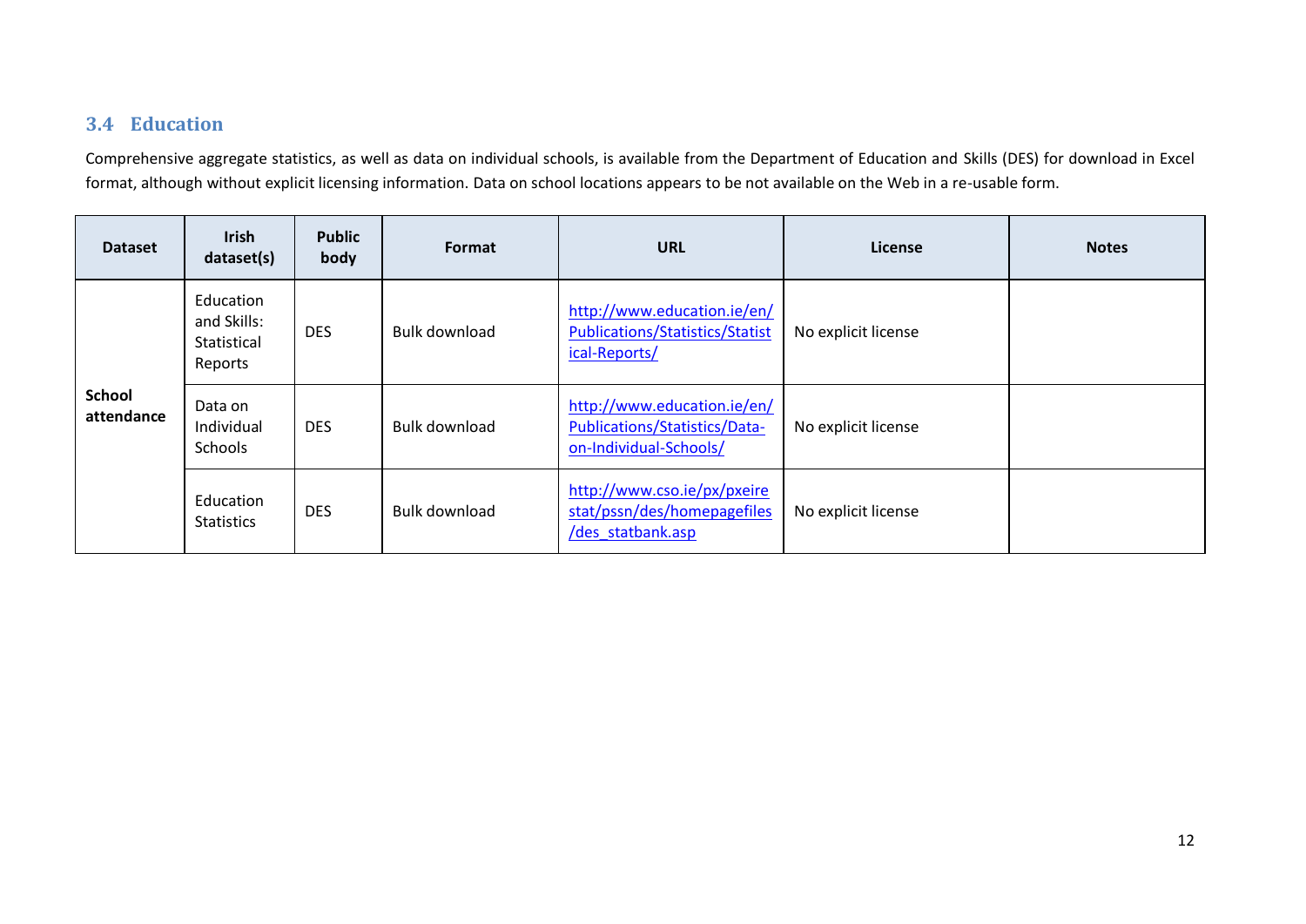### 3.4 Education

Comprehensive aggregate statistics, as well as data on individual schools, is available from the Department of Education and Skills (DES) for download in Excel format, although without explicit licensing information. Data on school locations appears to be not available on the Web in a re-usable form.

| Dataset | Irish dataset(s) | Public body | Format | URL | License | Notes |
|---|---|---|---|---|---|---|
| **School attendance** | Education and Skills: Statistical Reports | DES | Bulk download | http://www.education.ie/en/Publications/Statistics/Statistical-Reports/ | No explicit license | |
| | Data on Individual Schools | DES | Bulk download | http://www.education.ie/en/Publications/Statistics/Data-on-Individual-Schools/ | No explicit license | |
| | Education Statistics | DES | Bulk download | http://www.cso.ie/px/pxeirestat/pssn/des/homepagefiles/des_statbank.asp | No explicit license | |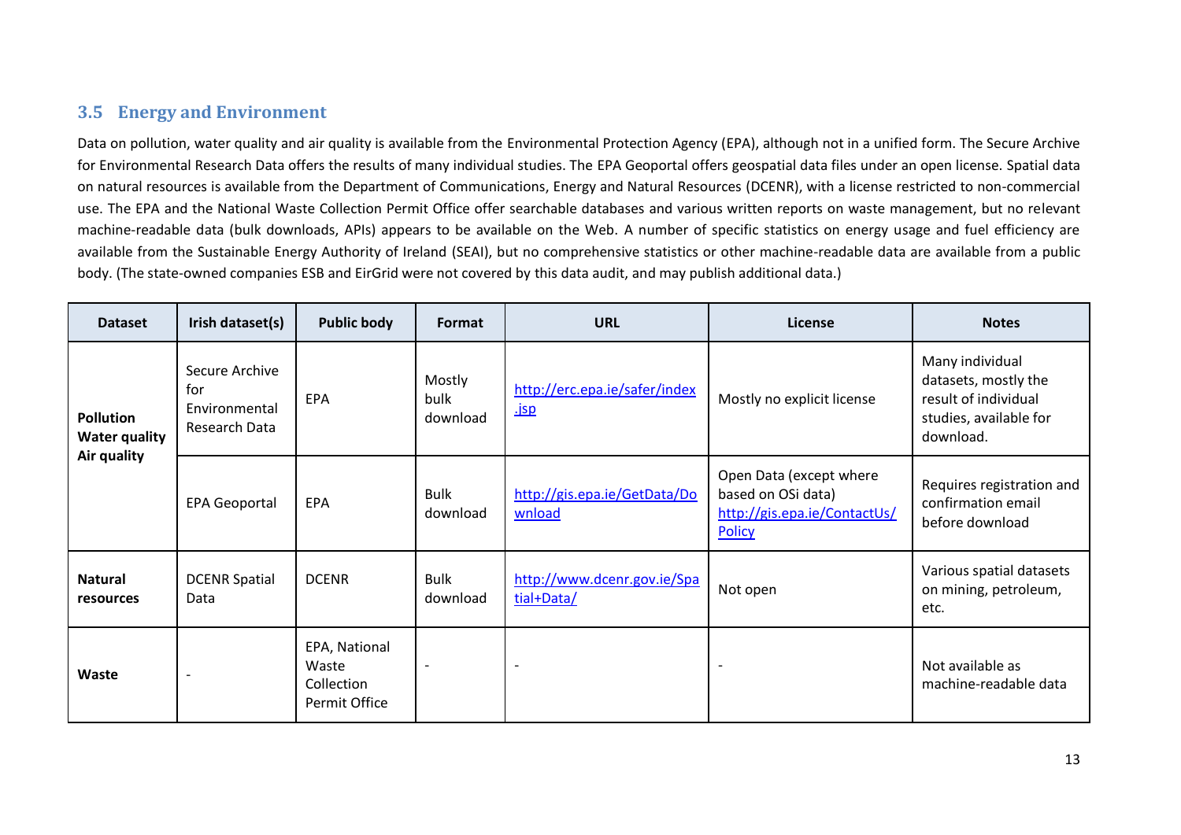### 3.5 Energy and Environment

Data on pollution, water quality and air quality is available from the Environmental Protection Agency (EPA), although not in a unified form. The Secure Archive for Environmental Research Data offers the results of many individual studies. The EPA Geoportal offers geospatial data files under an open license. Spatial data on natural resources is available from the Department of Communications, Energy and Natural Resources (DCENR), with a license restricted to non-commercial use. The EPA and the National Waste Collection Permit Office offer searchable databases and various written reports on waste management, but no relevant machine-readable data (bulk downloads, APIs) appears to be available on the Web. A number of specific statistics on energy usage and fuel efficiency are available from the Sustainable Energy Authority of Ireland (SEAI), but no comprehensive statistics or other machine-readable data are available from a public body. (The state-owned companies ESB and EirGrid were not covered by this data audit, and may publish additional data.)

| Dataset | Irish dataset(s) | Public body | Format | URL | License | Notes |
|---|---|---|---|---|---|---|
| **Pollution Water quality Air quality** | Secure Archive for Environmental Research Data | EPA | Mostly bulk download | http://erc.epa.ie/safer/index.jsp | Mostly no explicit license | Many individual datasets, mostly the result of individual studies, available for download. |
| | EPA Geoportal | EPA | Bulk download | http://gis.epa.ie/GetData/Download | Open Data (except where based on OSi data) http://gis.epa.ie/ContactUs/Policy | Requires registration and confirmation email before download |
| **Natural resources** | DCENR Spatial Data | DCENR | Bulk download | http://www.dcenr.gov.ie/Spatial+Data/ | Not open | Various spatial datasets on mining, petroleum, etc. |
| **Waste** | - | EPA, National Waste Collection Permit Office | - | - | - | Not available as machine-readable data |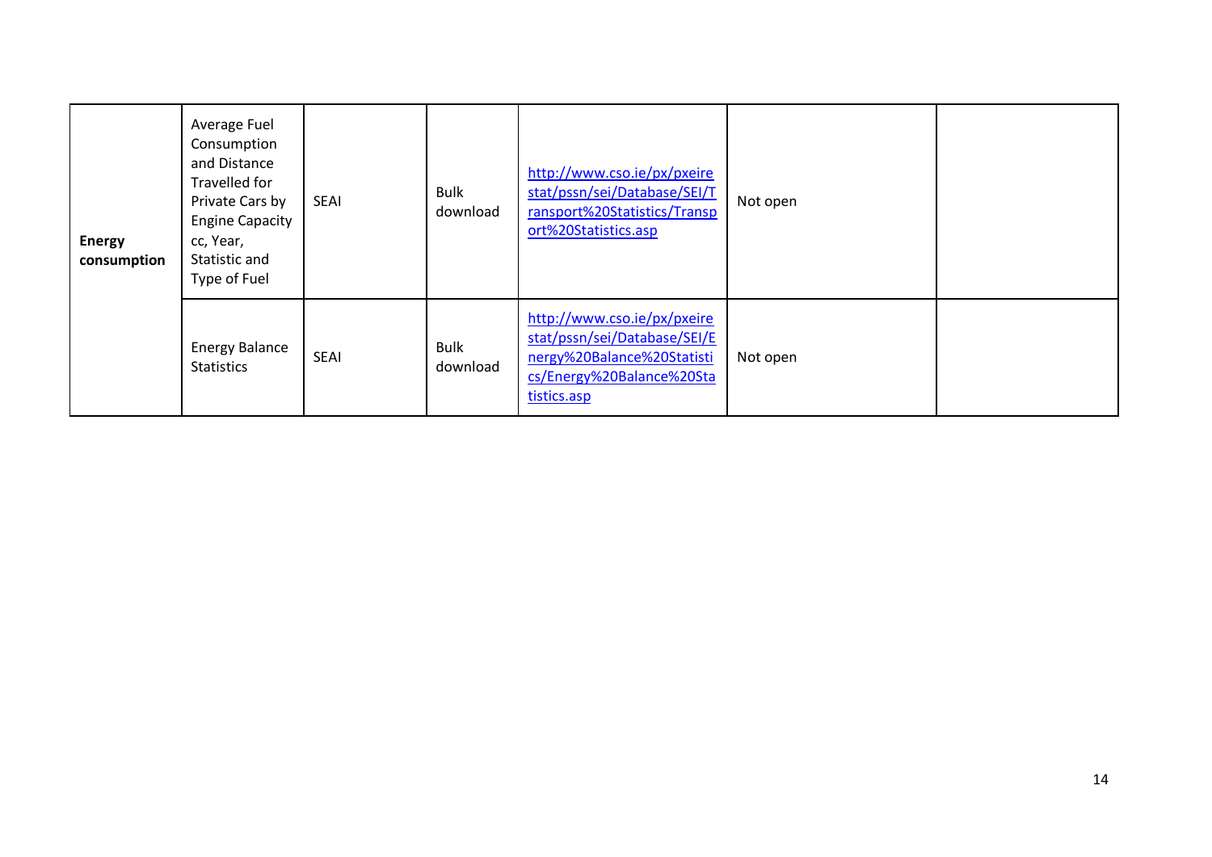| | | | | | | |
|---|---|---|---|---|---|---|
| **Energy consumption** | Average Fuel Consumption and Distance Travelled for Private Cars by Engine Capacity cc, Year, Statistic and Type of Fuel | SEAI | Bulk download | http://www.cso.ie/px/pxeirestat/pssn/sei/Database/SEI/Transport%20Statistics/Transport%20Statistics.asp | Not open | |
| | Energy Balance Statistics | SEAI | Bulk download | http://www.cso.ie/px/pxeirestat/pssn/sei/Database/SEI/Energy%20Balance%20Statistics/Energy%20Balance%20Statistics.asp | Not open | |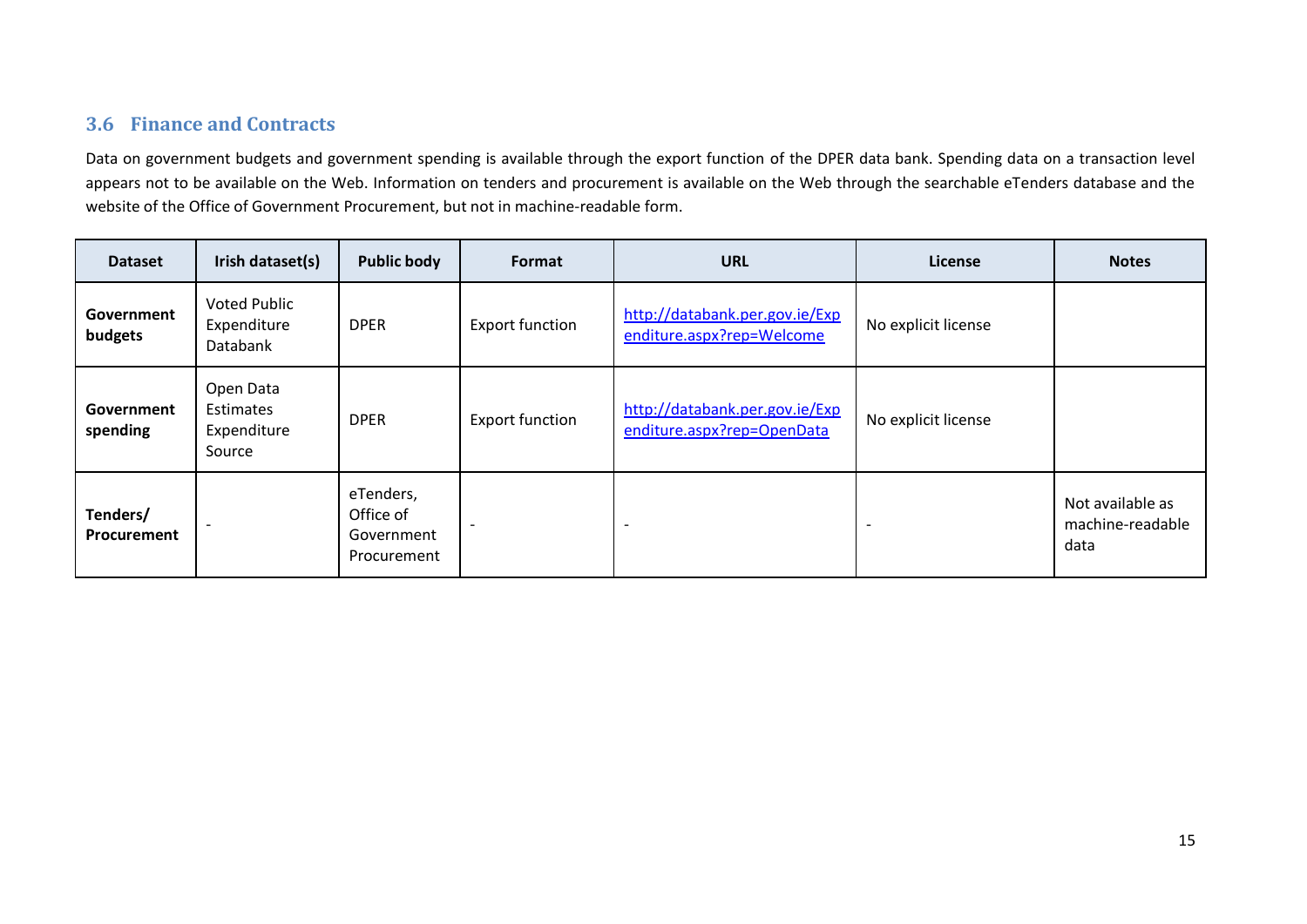## 3.6 Finance and Contracts

Data on government budgets and government spending is available through the export function of the DPER data bank. Spending data on a transaction level appears not to be available on the Web. Information on tenders and procurement is available on the Web through the searchable eTenders database and the website of the Office of Government Procurement, but not in machine-readable form.

| Dataset | Irish dataset(s) | Public body | Format | URL | License | Notes |
|---|---|---|---|---|---|---|
| **Government budgets** | Voted Public Expenditure Databank | DPER | Export function | http://databank.per.gov.ie/Expenditure.aspx?rep=Welcome | No explicit license | |
| **Government spending** | Open Data Estimates Expenditure Source | DPER | Export function | http://databank.per.gov.ie/Expenditure.aspx?rep=OpenData | No explicit license | |
| **Tenders/ Procurement** | - | eTenders, Office of Government Procurement | - | - | - | Not available as machine-readable data |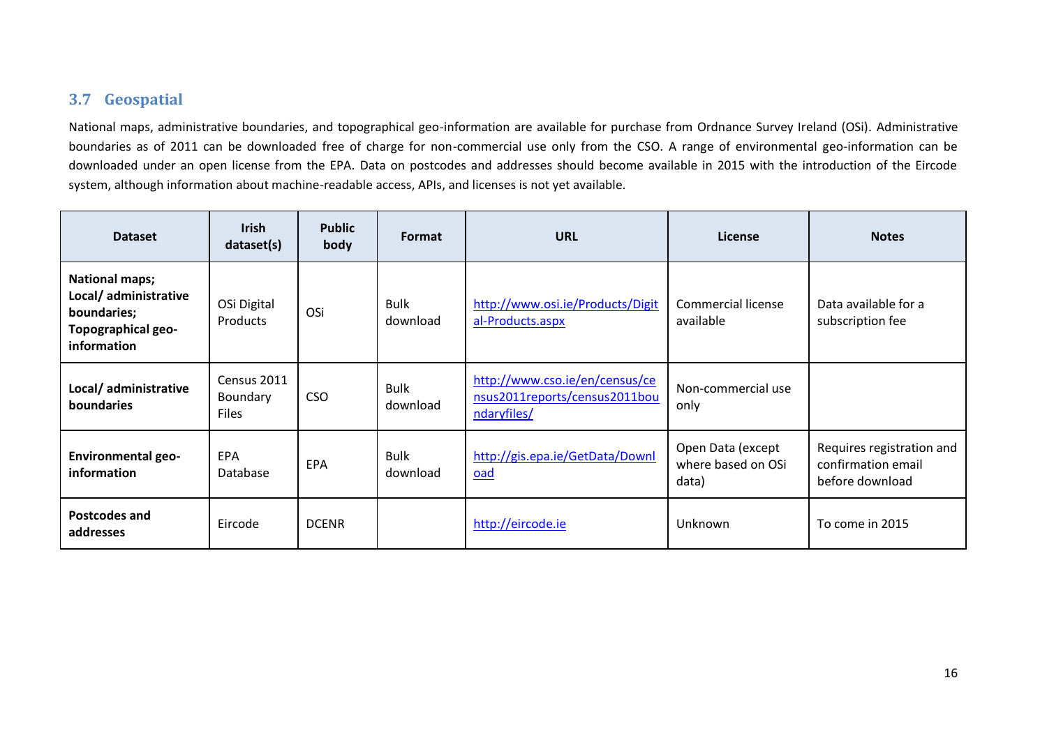### 3.7 Geospatial

National maps, administrative boundaries, and topographical geo-information are available for purchase from Ordnance Survey Ireland (OSi). Administrative boundaries as of 2011 can be downloaded free of charge for non-commercial use only from the CSO. A range of environmental geo-information can be downloaded under an open license from the EPA. Data on postcodes and addresses should become available in 2015 with the introduction of the Eircode system, although information about machine-readable access, APIs, and licenses is not yet available.

| Dataset | Irish dataset(s) | Public body | Format | URL | License | Notes |
|---|---|---|---|---|---|---|
| **National maps; Local/ administrative boundaries; Topographical geo-information** | OSi Digital Products | OSi | Bulk download | http://www.osi.ie/Products/Digital-Products.aspx | Commercial license available | Data available for a subscription fee |
| **Local/ administrative boundaries** | Census 2011 Boundary Files | CSO | Bulk download | http://www.cso.ie/en/census/census2011reports/census2011boundaryfiles/ | Non-commercial use only | |
| **Environmental geo-information** | EPA Database | EPA | Bulk download | http://gis.epa.ie/GetData/Download | Open Data (except where based on OSi data) | Requires registration and confirmation email before download |
| **Postcodes and addresses** | Eircode | DCENR | | http://eircode.ie | Unknown | To come in 2015 |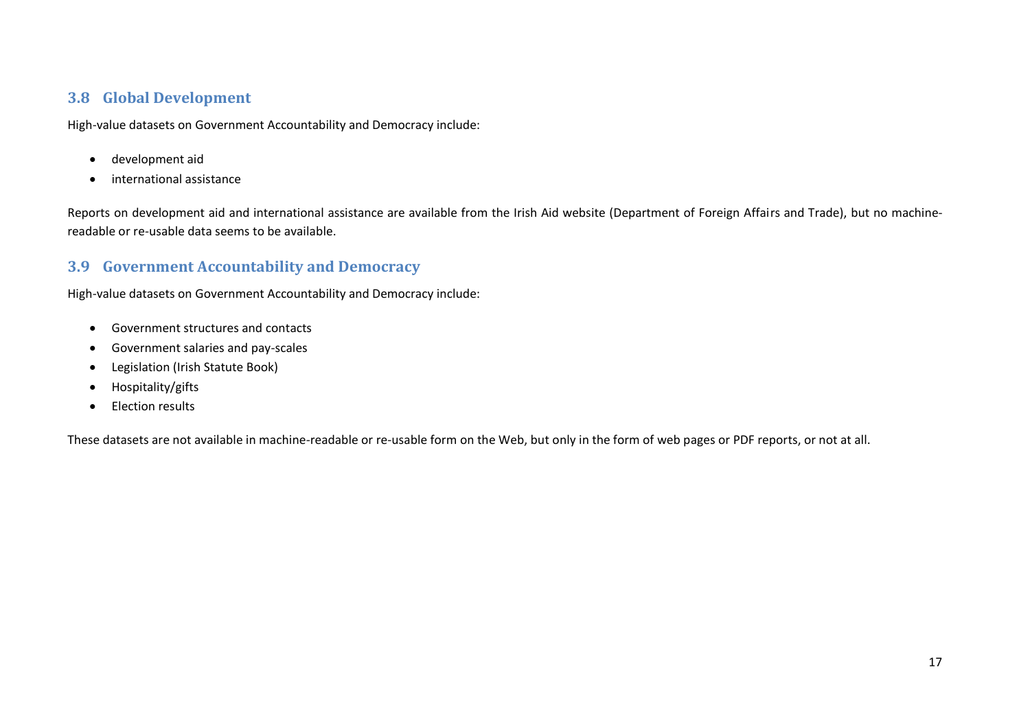## 3.8 Global Development

High-value datasets on Government Accountability and Democracy include:

- development aid
- international assistance

Reports on development aid and international assistance are available from the Irish Aid website (Department of Foreign Affairs and Trade), but no machine-readable or re-usable data seems to be available.

## 3.9 Government Accountability and Democracy

High-value datasets on Government Accountability and Democracy include:

- Government structures and contacts
- Government salaries and pay-scales
- Legislation (Irish Statute Book)
- Hospitality/gifts
- Election results

These datasets are not available in machine-readable or re-usable form on the Web, but only in the form of web pages or PDF reports, or not at all.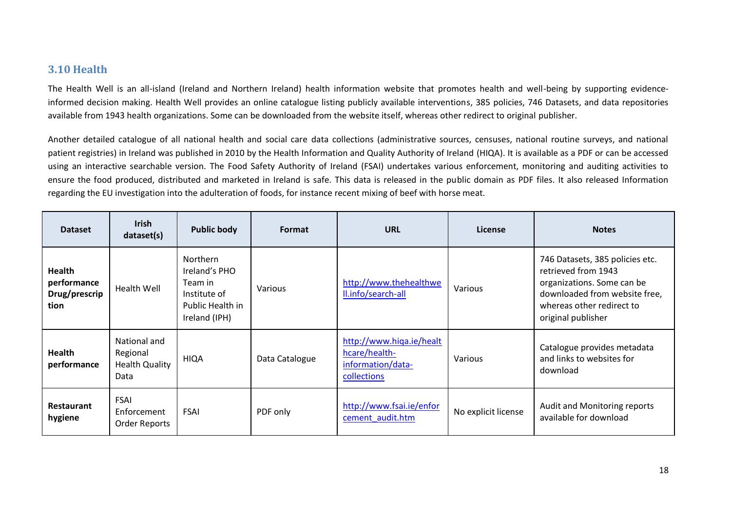### 3.10 Health

The Health Well is an all-island (Ireland and Northern Ireland) health information website that promotes health and well-being by supporting evidence-informed decision making. Health Well provides an online catalogue listing publicly available interventions, 385 policies, 746 Datasets, and data repositories available from 1943 health organizations. Some can be downloaded from the website itself, whereas other redirect to original publisher.

Another detailed catalogue of all national health and social care data collections (administrative sources, censuses, national routine surveys, and national patient registries) in Ireland was published in 2010 by the Health Information and Quality Authority of Ireland (HIQA). It is available as a PDF or can be accessed using an interactive searchable version. The Food Safety Authority of Ireland (FSAI) undertakes various enforcement, monitoring and auditing activities to ensure the food produced, distributed and marketed in Ireland is safe. This data is released in the public domain as PDF files. It also released Information regarding the EU investigation into the adulteration of foods, for instance recent mixing of beef with horse meat.

| Dataset | Irish dataset(s) | Public body | Format | URL | License | Notes |
|---|---|---|---|---|---|---|
| **Health performance Drug/prescription** | Health Well | Northern Ireland's PHO Team in Institute of Public Health in Ireland (IPH) | Various | http://www.thehealthwell.info/search-all | Various | 746 Datasets, 385 policies etc. retrieved from 1943 organizations. Some can be downloaded from website free, whereas other redirect to original publisher |
| **Health performance** | National and Regional Health Quality Data | HIQA | Data Catalogue | http://www.hiqa.ie/healthcare/health-information/data-collections | Various | Catalogue provides metadata and links to websites for download |
| **Restaurant hygiene** | FSAI Enforcement Order Reports | FSAI | PDF only | http://www.fsai.ie/enforcement_audit.htm | No explicit license | Audit and Monitoring reports available for download |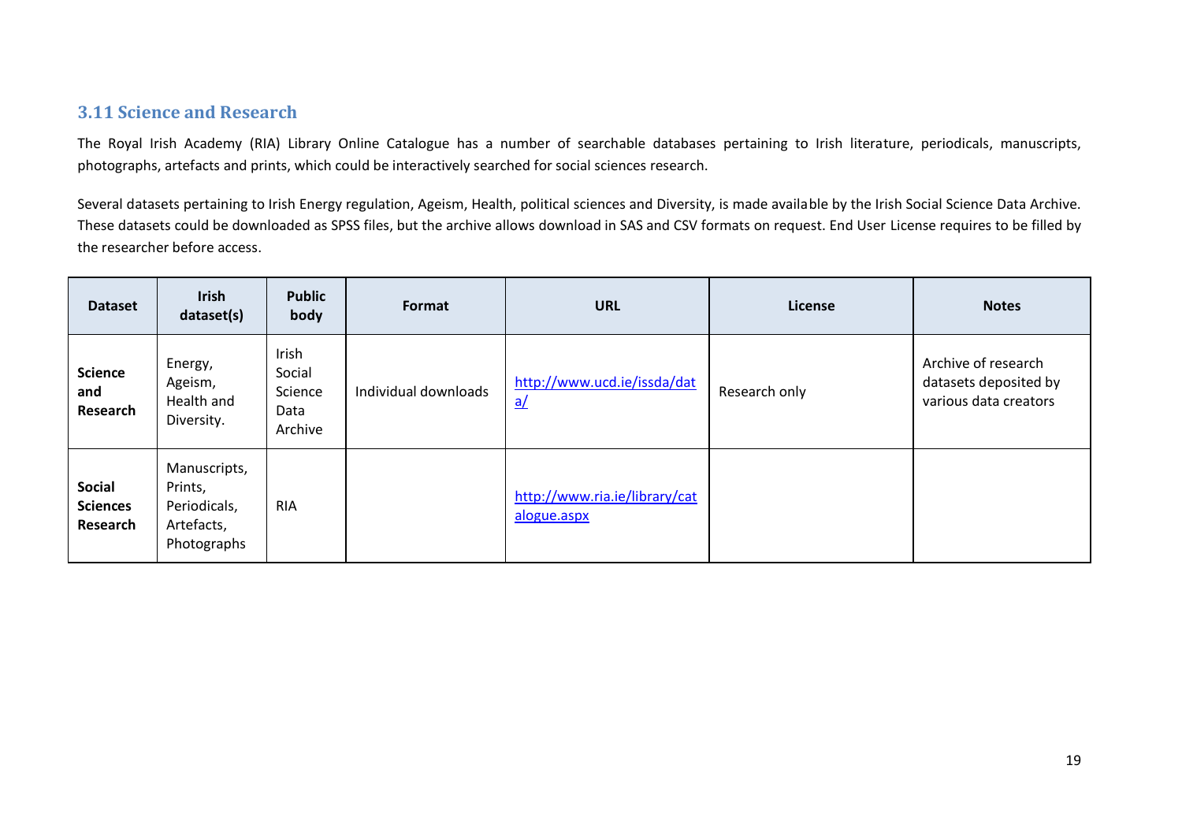### 3.11 Science and Research

The Royal Irish Academy (RIA) Library Online Catalogue has a number of searchable databases pertaining to Irish literature, periodicals, manuscripts, photographs, artefacts and prints, which could be interactively searched for social sciences research.

Several datasets pertaining to Irish Energy regulation, Ageism, Health, political sciences and Diversity, is made available by the Irish Social Science Data Archive. These datasets could be downloaded as SPSS files, but the archive allows download in SAS and CSV formats on request. End User License requires to be filled by the researcher before access.

| Dataset | Irish dataset(s) | Public body | Format | URL | License | Notes |
|---|---|---|---|---|---|---|
| **Science and Research** | Energy, Ageism, Health and Diversity. | Irish Social Science Data Archive | Individual downloads | http://www.ucd.ie/issda/data/ | Research only | Archive of research datasets deposited by various data creators |
| **Social Sciences Research** | Manuscripts, Prints, Periodicals, Artefacts, Photographs | RIA | | http://www.ria.ie/library/catalogue.aspx | | |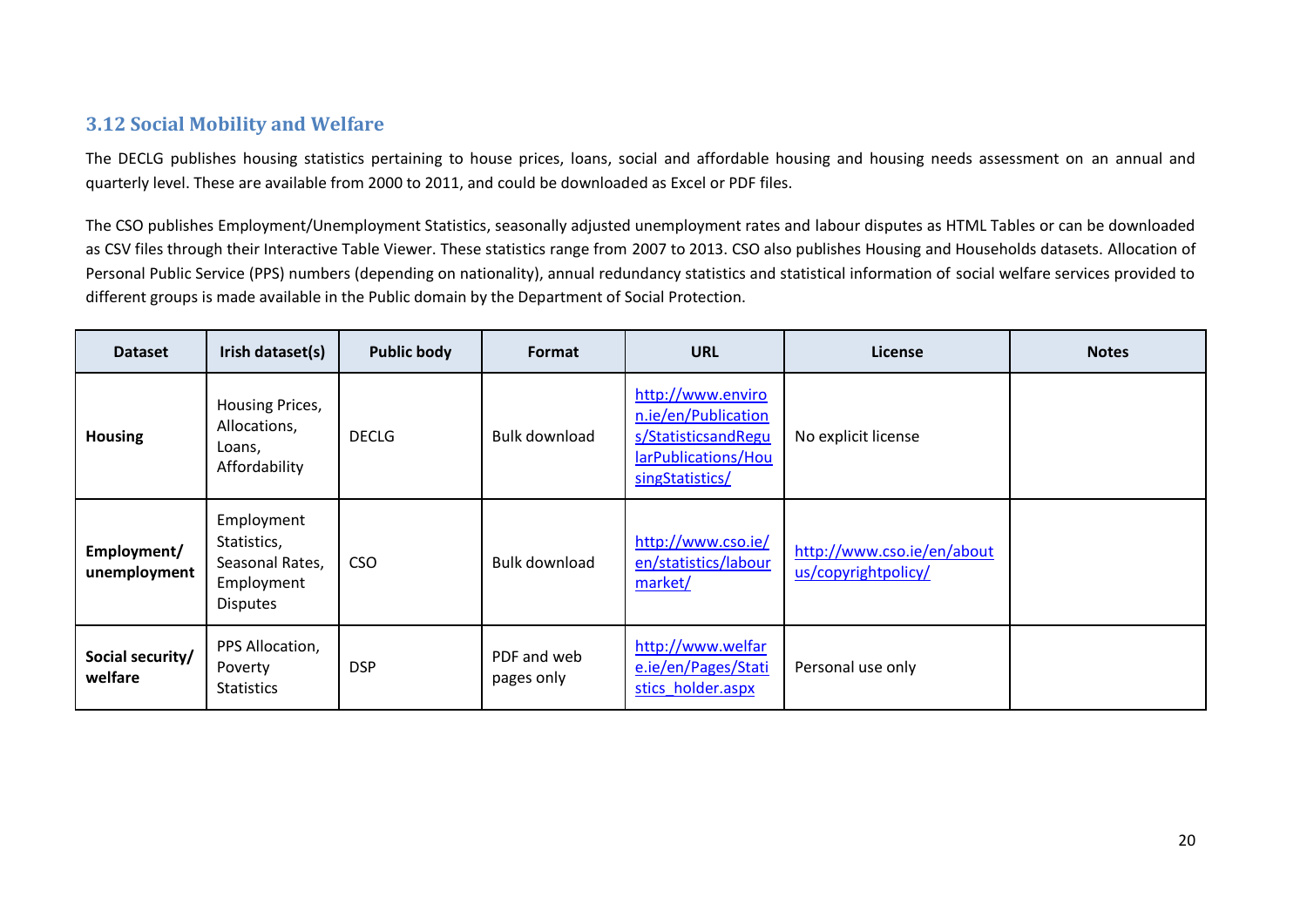### 3.12 Social Mobility and Welfare

The DECLG publishes housing statistics pertaining to house prices, loans, social and affordable housing and housing needs assessment on an annual and quarterly level. These are available from 2000 to 2011, and could be downloaded as Excel or PDF files.

The CSO publishes Employment/Unemployment Statistics, seasonally adjusted unemployment rates and labour disputes as HTML Tables or can be downloaded as CSV files through their Interactive Table Viewer. These statistics range from 2007 to 2013. CSO also publishes Housing and Households datasets. Allocation of Personal Public Service (PPS) numbers (depending on nationality), annual redundancy statistics and statistical information of social welfare services provided to different groups is made available in the Public domain by the Department of Social Protection.

| Dataset | Irish dataset(s) | Public body | Format | URL | License | Notes |
|---|---|---|---|---|---|---|
| **Housing** | Housing Prices, Allocations, Loans, Affordability | DECLG | Bulk download | http://www.environ.ie/en/Publications/StatisticsandRegularPublications/HousingStatistics/ | No explicit license | |
| **Employment/ unemployment** | Employment Statistics, Seasonal Rates, Employment Disputes | CSO | Bulk download | http://www.cso.ie/en/statistics/labourmarket/ | http://www.cso.ie/en/aboutus/copyrightpolicy/ | |
| **Social security/ welfare** | PPS Allocation, Poverty Statistics | DSP | PDF and web pages only | http://www.welfare.ie/en/Pages/Statistics_holder.aspx | Personal use only | |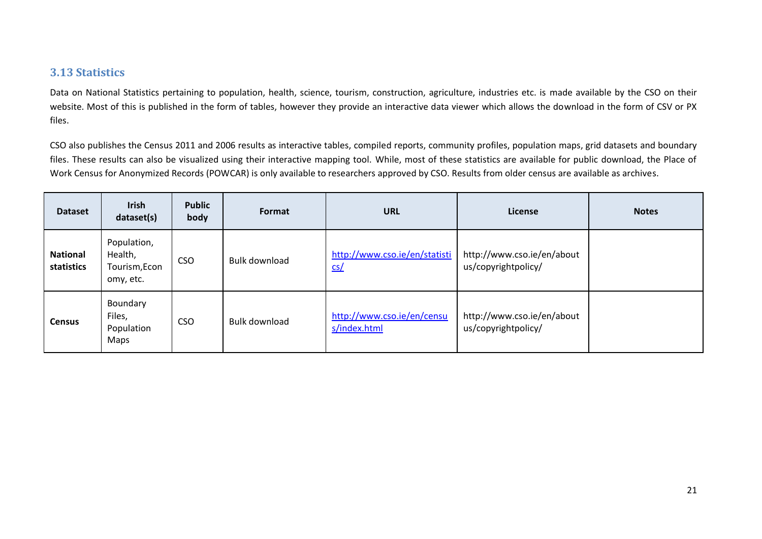### 3.13 Statistics

Data on National Statistics pertaining to population, health, science, tourism, construction, agriculture, industries etc. is made available by the CSO on their website. Most of this is published in the form of tables, however they provide an interactive data viewer which allows the download in the form of CSV or PX files.

CSO also publishes the Census 2011 and 2006 results as interactive tables, compiled reports, community profiles, population maps, grid datasets and boundary files. These results can also be visualized using their interactive mapping tool. While, most of these statistics are available for public download, the Place of Work Census for Anonymized Records (POWCAR) is only available to researchers approved by CSO. Results from older census are available as archives.

| Dataset | Irish dataset(s) | Public body | Format | URL | License | Notes |
|---|---|---|---|---|---|---|
| **National statistics** | Population, Health, Tourism,Economy, etc. | CSO | Bulk download | http://www.cso.ie/en/statistics/ | http://www.cso.ie/en/aboutus/copyrightpolicy/ | |
| **Census** | Boundary Files, Population Maps | CSO | Bulk download | http://www.cso.ie/en/census/index.html | http://www.cso.ie/en/aboutus/copyrightpolicy/ | |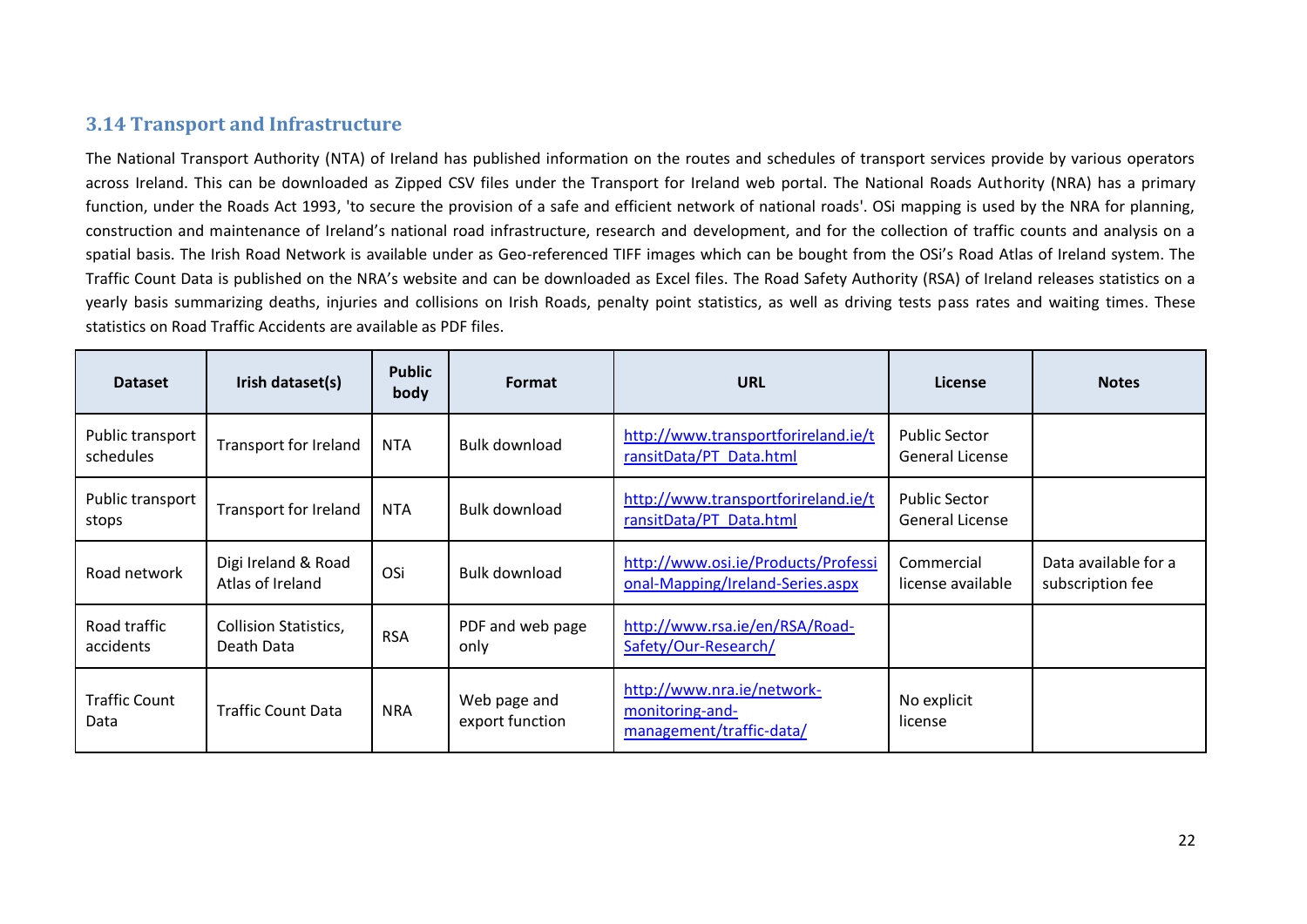### 3.14 Transport and Infrastructure

The National Transport Authority (NTA) of Ireland has published information on the routes and schedules of transport services provide by various operators across Ireland. This can be downloaded as Zipped CSV files under the Transport for Ireland web portal. The National Roads Authority (NRA) has a primary function, under the Roads Act 1993, 'to secure the provision of a safe and efficient network of national roads'. OSi mapping is used by the NRA for planning, construction and maintenance of Ireland's national road infrastructure, research and development, and for the collection of traffic counts and analysis on a spatial basis. The Irish Road Network is available under as Geo-referenced TIFF images which can be bought from the OSi's Road Atlas of Ireland system. The Traffic Count Data is published on the NRA's website and can be downloaded as Excel files. The Road Safety Authority (RSA) of Ireland releases statistics on a yearly basis summarizing deaths, injuries and collisions on Irish Roads, penalty point statistics, as well as driving tests pass rates and waiting times. These statistics on Road Traffic Accidents are available as PDF files.

| Dataset | Irish dataset(s) | Public body | Format | URL | License | Notes |
|---|---|---|---|---|---|---|
| Public transport schedules | Transport for Ireland | NTA | Bulk download | http://www.transportforireland.ie/transitData/PT_Data.html | Public Sector General License | |
| Public transport stops | Transport for Ireland | NTA | Bulk download | http://www.transportforireland.ie/transitData/PT_Data.html | Public Sector General License | |
| Road network | Digi Ireland & Road Atlas of Ireland | OSi | Bulk download | http://www.osi.ie/Products/Professional-Mapping/Ireland-Series.aspx | Commercial license available | Data available for a subscription fee |
| Road traffic accidents | Collision Statistics, Death Data | RSA | PDF and web page only | http://www.rsa.ie/en/RSA/Road-Safety/Our-Research/ | | |
| Traffic Count Data | Traffic Count Data | NRA | Web page and export function | http://www.nra.ie/network-monitoring-and-management/traffic-data/ | No explicit license | |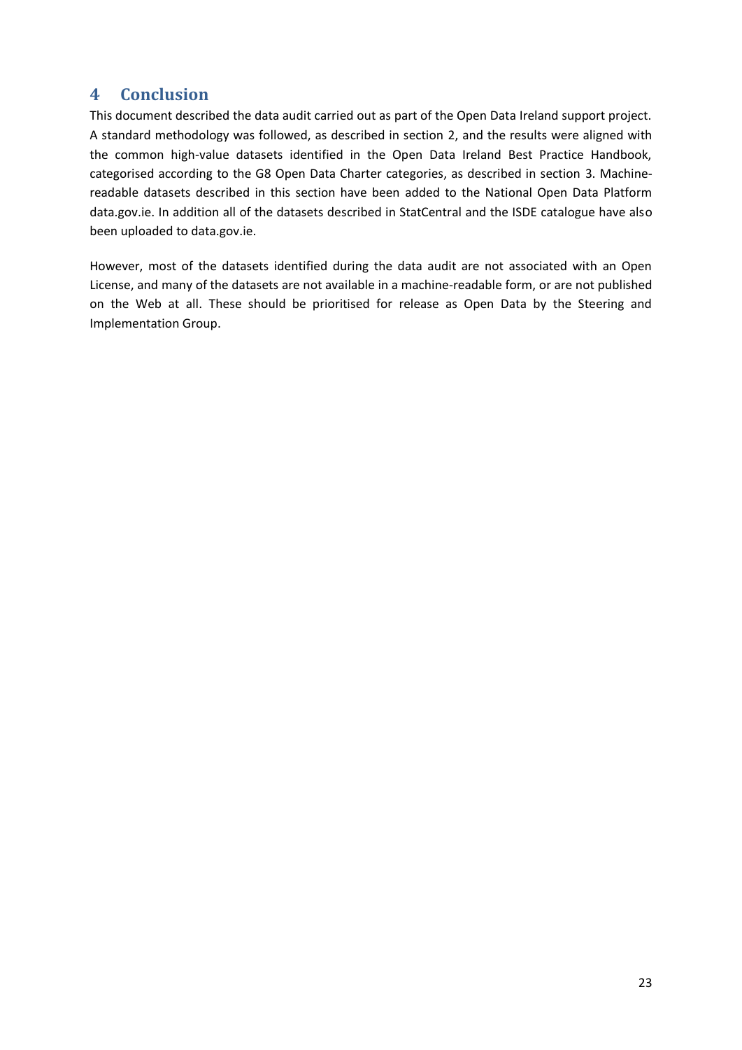# 4 Conclusion

This document described the data audit carried out as part of the Open Data Ireland support project. A standard methodology was followed, as described in section 2, and the results were aligned with the common high-value datasets identified in the Open Data Ireland Best Practice Handbook, categorised according to the G8 Open Data Charter categories, as described in section 3. Machine-readable datasets described in this section have been added to the National Open Data Platform data.gov.ie. In addition all of the datasets described in StatCentral and the ISDE catalogue have also been uploaded to data.gov.ie.

However, most of the datasets identified during the data audit are not associated with an Open License, and many of the datasets are not available in a machine-readable form, or are not published on the Web at all. These should be prioritised for release as Open Data by the Steering and Implementation Group.